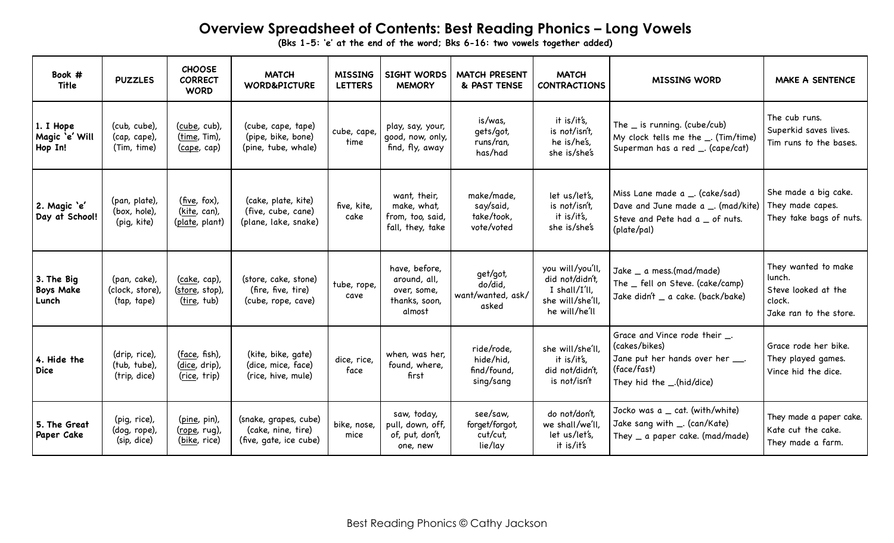# Overview Spreadsheet of Contents: Best Reading Phonics – Long Vowels

**(Bks 1-5: 'e' at the end of the word; Bks 6-16: two vowels together added)**

| Book # Title | PUZZLES | CHOOSE CORRECT WORD | MATCH WORD&PICTURE | MISSING LETTERS | SIGHT WORDS MEMORY | MATCH PRESENT & PAST TENSE | MATCH CONTRACTIONS | MISSING WORD | MAKE A SENTENCE |
|---|---|---|---|---|---|---|---|---|---|
| **1. I Hope Magic 'e' Will Hop In!** | (cub, cube), (cap, cape), (Tim, time) | (<u>cube</u>, cub), (<u>time</u>, Tim), (<u>cape</u>, cap) | (cube, cape, tape) (pipe, bike, bone) (pine, tube, whale) | cube, cape, time | play, say, your, good, now, only, find, fly, away | is/was, gets/got, runs/ran, has/had | it is/it's, is not/isn't, he is/he's, she is/she's | The _ is running. (cube/cub) My clock tells me the _. (Tim/time) Superman has a red _. (cape/cat) | The cub runs. Superkid saves lives. Tim runs to the bases. |
| **2. Magic 'e' Day at School!** | (pan, plate), (box, hole), (pig, kite) | (<u>five</u>, fox), (<u>kite</u>, can), (<u>plate</u>, plant) | (cake, plate, kite) (five, cube, cane) (plane, lake, snake) | five, kite, cake | want, their, make, what, from, too, said, fall, they, take | make/made, say/said, take/took, vote/voted | let us/let's, is not/isn't, it is/it's, she is/she's | Miss Lane made a _. (cake/sad) Dave and June made a _. (mad/kite) Steve and Pete had a _ of nuts. (plate/pal) | She made a big cake. They made capes. They take bags of nuts. |
| **3. The Big Boys Make Lunch** | (pan, cake), (clock, store), (tap, tape) | (<u>cake</u>, cap), (<u>store</u>, stop), (<u>tire</u>, tub) | (store, cake, stone) (fire, five, tire) (cube, rope, cave) | tube, rope, cave | have, before, around, all, over, some, thanks, soon, almost | get/got, do/did, want/wanted, ask/asked | you will/you'll, did not/didn't, I shall/I'll, she will/she'll, he will/he'll | Jake _ a mess.(mad/made) The _ fell on Steve. (cake/camp) Jake didn't _ a cake. (back/bake) | They wanted to make lunch. Steve looked at the clock. Jake ran to the store. |
| **4. Hide the Dice** | (drip, rice), (tub, tube), (trip, dice) | (<u>face</u>, fish), (<u>dice</u>, drip), (<u>rice</u>, trip) | (kite, bike, gate) (dice, mice, face) (rice, hive, mule) | dice, rice, face | when, was her, found, where, first | ride/rode, hide/hid, find/found, sing/sang | she will/she'll, it is/it's, did not/didn't, is not/isn't | Grace and Vince rode their _. (cakes/bikes) Jane put her hands over her __. (face/fast) They hid the _.(hid/dice) | Grace rode her bike. They played games. Vince hid the dice. |
| **5. The Great Paper Cake** | (pig, rice), (dog, rope), (sip, dice) | (<u>pine</u>, pin), (<u>rope</u>, rug), (<u>bike</u>, rice) | (snake, grapes, cube) (cake, nine, tire) (five, gate, ice cube) | bike, nose, mice | saw, today, pull, down, off, of, put, don't, one, new | see/saw, forget/forgot, cut/cut, lie/lay | do not/don't, we shall/we'll, let us/let's, it is/it's | Jocko was a _ cat. (with/white) Jake sang with _. (can/Kate) They _ a paper cake. (mad/made) | They made a paper cake. Kate cut the cake. They made a farm. |

Best Reading Phonics © Cathy Jackson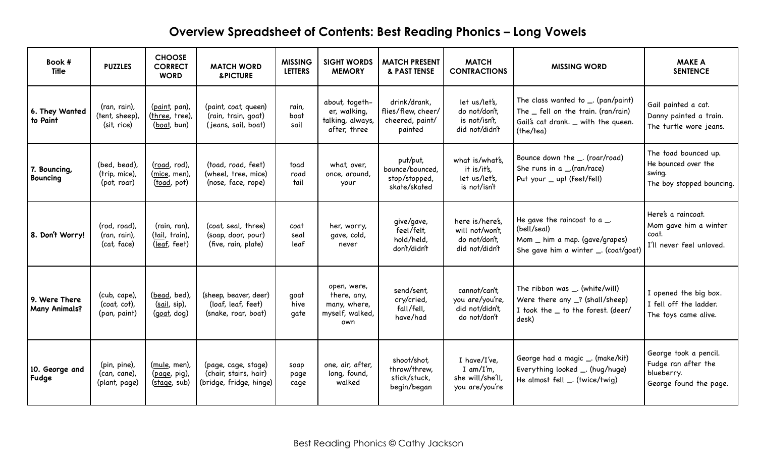# Overview Spreadsheet of Contents: Best Reading Phonics – Long Vowels

| Book # Title | PUZZLES | CHOOSE CORRECT WORD | MATCH WORD &PICTURE | MISSING LETTERS | SIGHT WORDS MEMORY | MATCH PRESENT & PAST TENSE | MATCH CONTRACTIONS | MISSING WORD | MAKE A SENTENCE |
|---|---|---|---|---|---|---|---|---|---|
| **6. They Wanted to Paint** | (ran, rain), (tent, sheep), (sit, rice) | (paint, pan), (three, tree), (boat, bun) | (paint, coat, queen) (rain, train, goat) (jeans, sail, boat) | rain, boat sail | about, together, walking, talking, always, after, three | drink/drank, flies/flew, cheer/cheered, paint/painted | let us/let's, do not/don't, is not/isn't, did not/didn't | The class wanted to _. (pan/paint) The _ fell on the train. (ran/rain) Gail's cat drank. _ with the queen. (the/tea) | Gail painted a cat. Danny painted a train. The turtle wore jeans. |
| **7. Bouncing, Bouncing** | (bed, bead), (trip, mice), (pot, roar) | (road, rod), (mice, men), (toad, pot) | (toad, road, feet) (wheel, tree, mice) (nose, face, rope) | toad road tail | what, over, once, around, your | put/put, bounce/bounced, stop/stopped, skate/skated | what is/what's, it is/it's, let us/let's, is not/isn't | Bounce down the _. (roar/road) She runs in a _.(ran/race) Put your _ up! (feet/fell) | The toad bounced up. He bounced over the swing. The boy stopped bouncing. |
| **8. Don't Worry!** | (rod, road), (ran, rain), (cat, face) | (rain, ran), (tail, train), (leaf, feet) | (coat, seal, three) (soap, door, pour) (five, rain, plate) | coat seal leaf | her, worry, gave, cold, never | give/gave, feel/felt, hold/held, don't/didn't | here is/here's, will not/won't, do not/don't, did not/didn't | He gave the raincoat to a _. (bell/seal) Mom _ him a map. (gave/grapes) She gave him a winter _. (coat/goat) | Here's a raincoat. Mom gave him a winter coat. I'll never feel unloved. |
| **9. Were There Many Animals?** | (cub, cape), (coat, cot), (pan, paint) | (bead, bed), (sail, sip), (goat, dog) | (sheep, beaver, deer) (loaf, leaf, feet) (snake, roar, boat) | goat hive gate | open, were, there, any, many, where, myself, walked, own | send/sent, cry/cried, fall/fell, have/had | cannot/can't, you are/you're, did not/didn't, do not/don't | The ribbon was _. (white/will) Were there any _? (shall/sheep) I took the _ to the forest. (deer/desk) | I opened the big box. I fell off the ladder. The toys came alive. |
| **10. George and Fudge** | (pin, pine), (can, cane), (plant, page) | (mule, men), (page, pig), (stage, sub) | (page, cage, stage) (chair, stairs, hair) (bridge, fridge, hinge) | soap page cage | one, air, after, long, found, walked | shoot/shot, throw/threw, stick/stuck, begin/began | I have/I've, I am/I'm, she will/she'll, you are/you're | George had a magic _. (make/kit) Everything looked _. (hug/huge) He almost fell _. (twice/twig) | George took a pencil. Fudge ran after the blueberry. George found the page. |

Best Reading Phonics © Cathy Jackson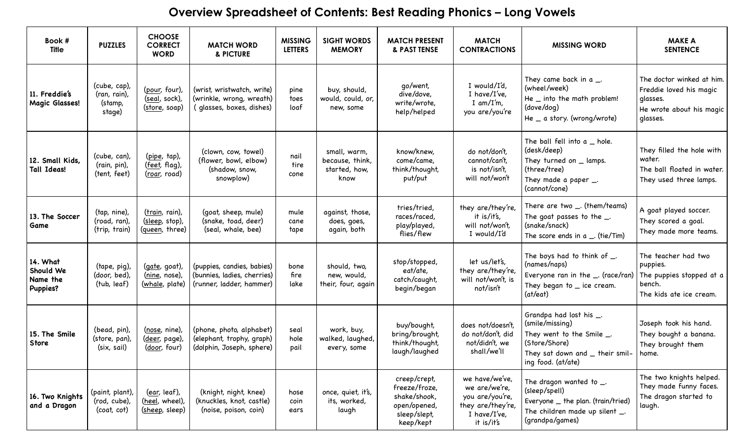# Overview Spreadsheet of Contents: Best Reading Phonics – Long Vowels

| Book # Title | PUZZLES | CHOOSE CORRECT WORD | MATCH WORD & PICTURE | MISSING LETTERS | SIGHT WORDS MEMORY | MATCH PRESENT & PAST TENSE | MATCH CONTRACTIONS | MISSING WORD | MAKE A SENTENCE |
|---|---|---|---|---|---|---|---|---|---|
| **11. Freddie's Magic Glasses!** | (cube, cap), (ran, rain), (stamp, stage) | (pour, four), (seal, sock), (store, soap) | (wrist, wristwatch, write) (wrinkle, wrong, wreath) ( glasses, boxes, dishes) | pine toes loaf | buy, should, would, could, or, new, some | go/went, dive/dove, write/wrote, help/helped | I would/I'd, I have/I've, I am/I'm, you are/you're | They came back in a _. (wheel/week) He _ into the math problem! (dove/dog) He _ a story. (wrong/wrote) | The doctor winked at him. Freddie loved his magic glasses. He wrote about his magic glasses. |
| **12. Small Kids, Tall Ideas!** | (cube, can), (rain, pin), (tent, feet) | (pipe, tap), (feet, flag), (roar, road) | (clown, cow, towel) (flower, bowl, elbow) (shadow, snow, snowplow) | nail tire cone | small, warm, because, think, started, how, know | know/knew, come/came, think/thought, put/put | do not/don't, cannot/can't, is not/isn't, will not/won't | The ball fell into a _ hole. (desk/deep) They turned on _ lamps. (three/tree) They made a paper _. (cannot/cone) | They filled the hole with water. The ball floated in water. They used three lamps. |
| **13. The Soccer Game** | (tap, nine), (road, ran), (trip, train) | (train, rain), (sleep, stop), (queen, three) | (goat, sheep, mule) (snake, toad, deer) (seal, whale, bee) | mule cane tape | against, those, does, goes, again, both | tries/tried, races/raced, play/played, flies/flew | they are/they're, it is/it's, will not/won't, I would/I'd | There are two _. (them/teams) The goat passes to the _. (snake/snack) The score ends in a _. (tie/Tim) | A goat played soccer. They scored a goal. They made more teams. |
| **14. What Should We Name the Puppies?** | (tape, pig), (door, bed), (tub, leaf) | (gate, goat), (nine, nose), (whale, plate) | (puppies, candies, babies) (bunnies, ladies, cherries) (runner, ladder, hammer) | bone fire lake | should, two, new, would, their, four, again | stop/stopped, eat/ate, catch/caught, begin/began | let us/let's, they are/they're, will not/won't, is not/isn't | The boys had to think of _. (names/naps) Everyone ran in the _. (race/ran) They began to _ ice cream. (at/eat) | The teacher had two puppies. The puppies stopped at a bench. The kids ate ice cream. |
| **15. The Smile Store** | (bead, pin), (store, pan), (six, sail) | (nose, nine), (deer, page), (door, four) | (phone, photo, alphabet) (elephant, trophy, graph) (dolphin, Joseph, sphere) | seal hole pail | work, buy, walked, laughed, every, some | buy/bought, bring/brought, think/thought, laugh/laughed | does not/doesn't, do not/don't, did not/didn't, we shall/we'll | Grandpa had lost his _. (smile/missing) They went to the Smile _. (Store/Shore) They sat down and _ their smil-ing food. (at/ate) | Joseph took his hand. They bought a banana. They brought them home. |
| **16. Two Knights and a Dragon** | (paint, plant), (rod, cube), (coat, cot) | (ear, leaf), (heel, wheel), (sheep, sleep) | (knight, night, knee) (knuckles, knot, castle) (noise, poison, coin) | hose coin ears | once, quiet, it's, its, worked, laugh | creep/crept, freeze/froze, shake/shook, open/opened, sleep/slept, keep/kept | we have/we've, we are/we're, you are/you're, they are/they're, I have/I've, it is/it's | The dragon wanted to _. (sleep/spell) Everyone _ the plan. (train/tried) The children made up silent _. (grandpa/games) | The two knights helped. They made funny faces. The dragon started to laugh. |